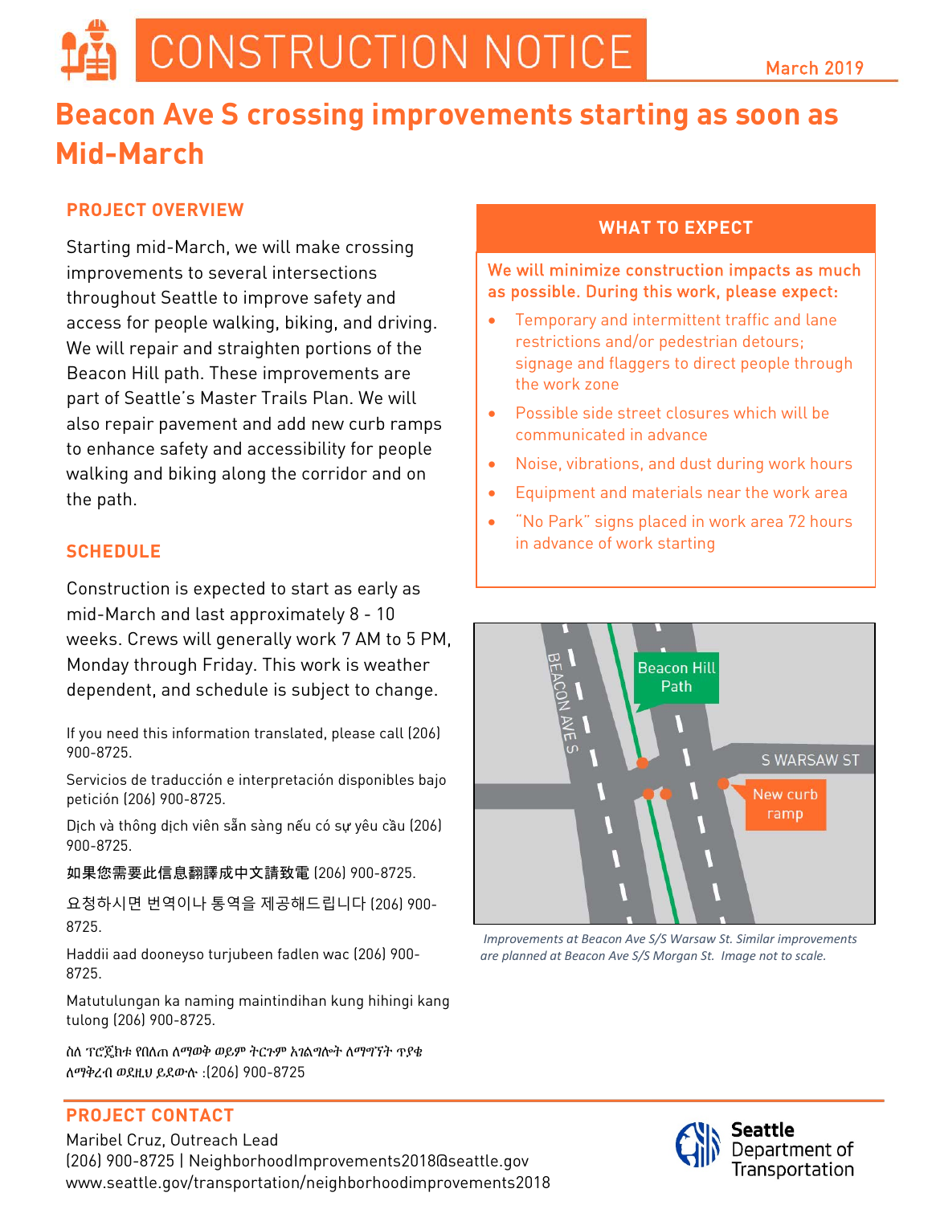# CONSTRUCTION NOTICE

March 2019

# Beacon Ave S crossing improvements starting as soon as Mid-March

## PROJECT OVERVIEW

Starting mid-March, we will make crossing improvements to several intersections throughout Seattle to improve safety and access for people walking, biking, and driving. We will repair and straighten portions of the Beacon Hill path. These improvements are part of Seattle's Master Trails Plan. We will also repair pavement and add new curb ramps to enhance safety and accessibility for people walking and biking along the corridor and on the path.

## SCHEDULE

Construction is expected to start as early as mid-March and last approximately 8 - 10 weeks. Crews will generally work 7 AM to 5 PM, Monday through Friday. This work is weather dependent, and schedule is subject to change.

If you need this information translated, please call (206) 900-8725.

Servicios de traducción e interpretación disponibles bajo petición (206) 900-8725.

Dịch và thông dịch viên sẵn sàng nếu có sự yêu cầu (206) 900-8725.

如果您需要此信息翻譯成中文請致電 (206) 900-8725.

요청하시면 번역이나 통역을 제공해드립니다 (206) 900-8725.

Haddii aad dooneyso turjubeen fadlen wac (206) 900-8725.

Matutulungan ka naming maintindihan kung hihingi kang tulong (206) 900-8725.

ስለ ፕሮጀክቱ የበለጠ ለማወቅ ወይም ትርጉም አገልግሎት ለማግኘት ጥያቄ ለማቅረብ ወደዚህ ይደውሉ :(206) 900-8725

## WHAT TO EXPECT

We will minimize construction impacts as much as possible. During this work, please expect:

- Temporary and intermittent traffic and lane restrictions and/or pedestrian detours; signage and flaggers to direct people through the work zone
- Possible side street closures which will be communicated in advance
- Noise, vibrations, and dust during work hours
- Equipment and materials near the work area
- "No Park" signs placed in work area 72 hours in advance of work starting

*Improvements at Beacon Ave S/S Warsaw St. Similar improvements are planned at Beacon Ave S/S Morgan St. Image not to scale.*

## PROJECT CONTACT

Maribel Cruz, Outreach Lead
(206) 900-8725 | NeighborhoodImprovements2018@seattle.gov
www.seattle.gov/transportation/neighborhoodimprovements2018

Seattle Department of Transportation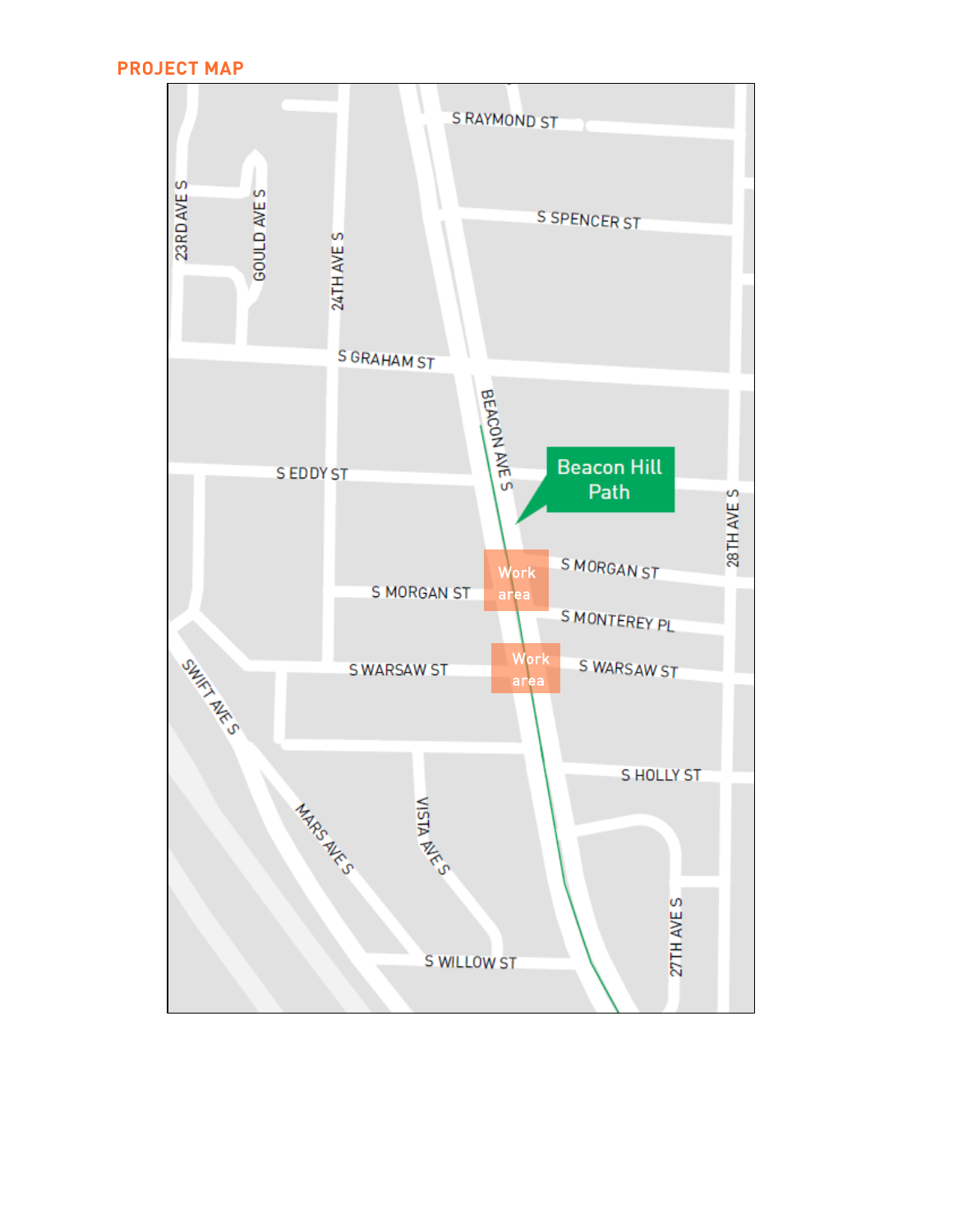## PROJECT MAP

S RAYMOND ST
S SPENCER ST
23RD AVE S
GOULD AVE S
24TH AVE S
S GRAHAM ST
BEACON AVE S
S EDDY ST
Beacon Hill Path
28TH AVE S
S MORGAN ST
Work area
S MORGAN ST
S MONTEREY PL
S WARSAW ST
Work area
S WARSAW ST
SWIFT AVE S
S HOLLY ST
MARS AVE S
VISTA AVE S
27TH AVE S
S WILLOW ST